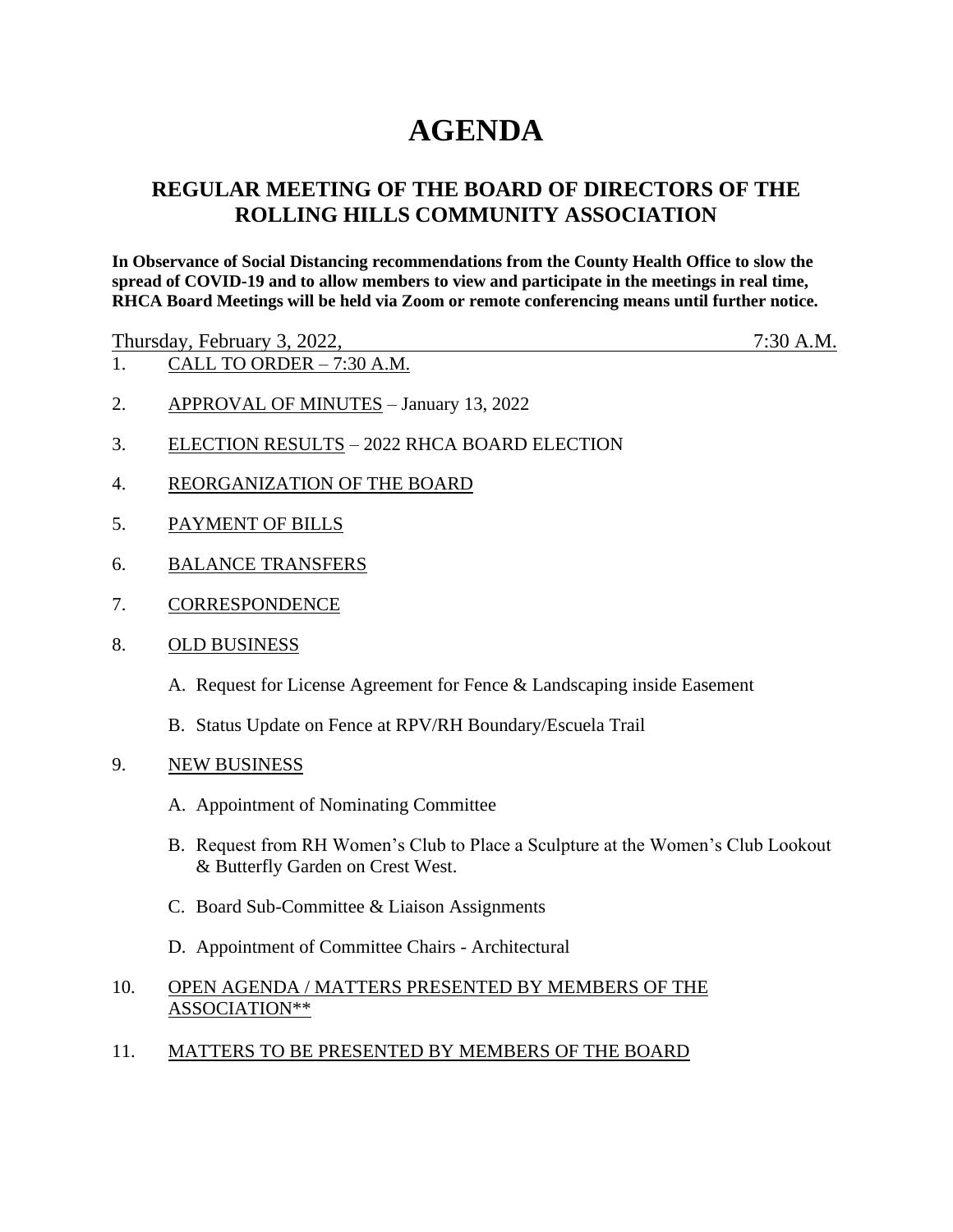# AGENDA

## REGULAR MEETING OF THE BOARD OF DIRECTORS OF THE ROLLING HILLS COMMUNITY ASSOCIATION

**In Observance of Social Distancing recommendations from the County Health Office to slow the spread of COVID-19 and to allow members to view and participate in the meetings in real time, RHCA Board Meetings will be held via Zoom or remote conferencing means until further notice.**

Thursday, February 3, 2022, 7:30 A.M.

1. CALL TO ORDER – 7:30 A.M.

2. APPROVAL OF MINUTES – January 13, 2022

3. ELECTION RESULTS – 2022 RHCA BOARD ELECTION

4. REORGANIZATION OF THE BOARD

5. PAYMENT OF BILLS

6. BALANCE TRANSFERS

7. CORRESPONDENCE

8. OLD BUSINESS

   A. Request for License Agreement for Fence & Landscaping inside Easement

   B. Status Update on Fence at RPV/RH Boundary/Escuela Trail

9. NEW BUSINESS

   A. Appointment of Nominating Committee

   B. Request from RH Women's Club to Place a Sculpture at the Women's Club Lookout & Butterfly Garden on Crest West.

   C. Board Sub-Committee & Liaison Assignments

   D. Appointment of Committee Chairs - Architectural

10. OPEN AGENDA / MATTERS PRESENTED BY MEMBERS OF THE ASSOCIATION**

11. MATTERS TO BE PRESENTED BY MEMBERS OF THE BOARD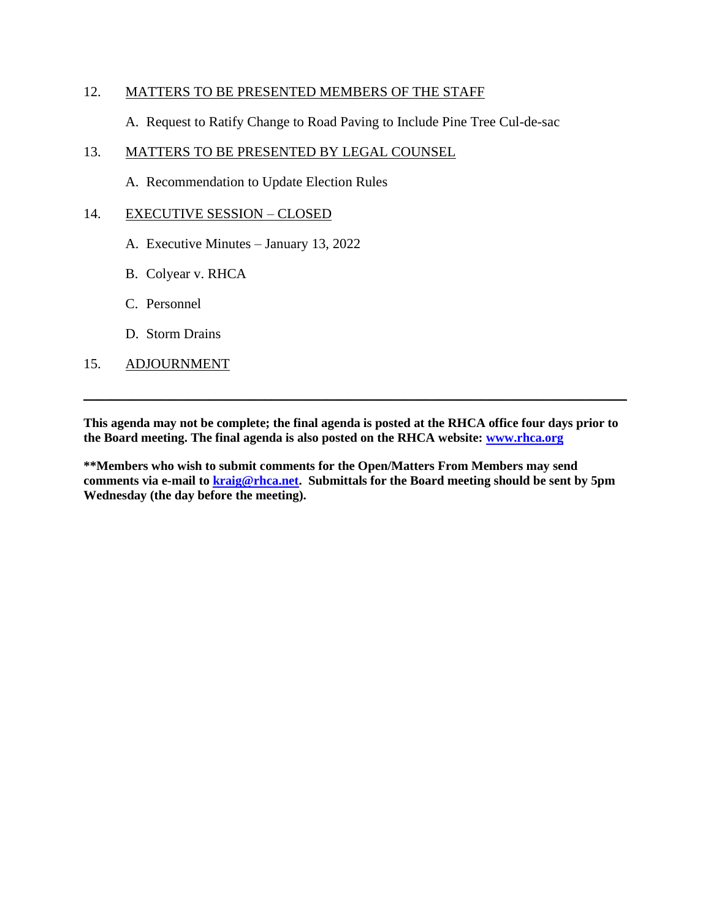12. MATTERS TO BE PRESENTED MEMBERS OF THE STAFF

    A. Request to Ratify Change to Road Paving to Include Pine Tree Cul-de-sac

13. MATTERS TO BE PRESENTED BY LEGAL COUNSEL

    A. Recommendation to Update Election Rules

14. EXECUTIVE SESSION – CLOSED

    A. Executive Minutes – January 13, 2022

    B. Colyear v. RHCA

    C. Personnel

    D. Storm Drains

15. ADJOURNMENT

---

**This agenda may not be complete; the final agenda is posted at the RHCA office four days prior to the Board meeting. The final agenda is also posted on the RHCA website: [www.rhca.org](http://www.rhca.org)**

****Members who wish to submit comments for the Open/Matters From Members may send comments via e-mail to [kraig@rhca.net](mailto:kraig@rhca.net). Submittals for the Board meeting should be sent by 5pm Wednesday (the day before the meeting).**